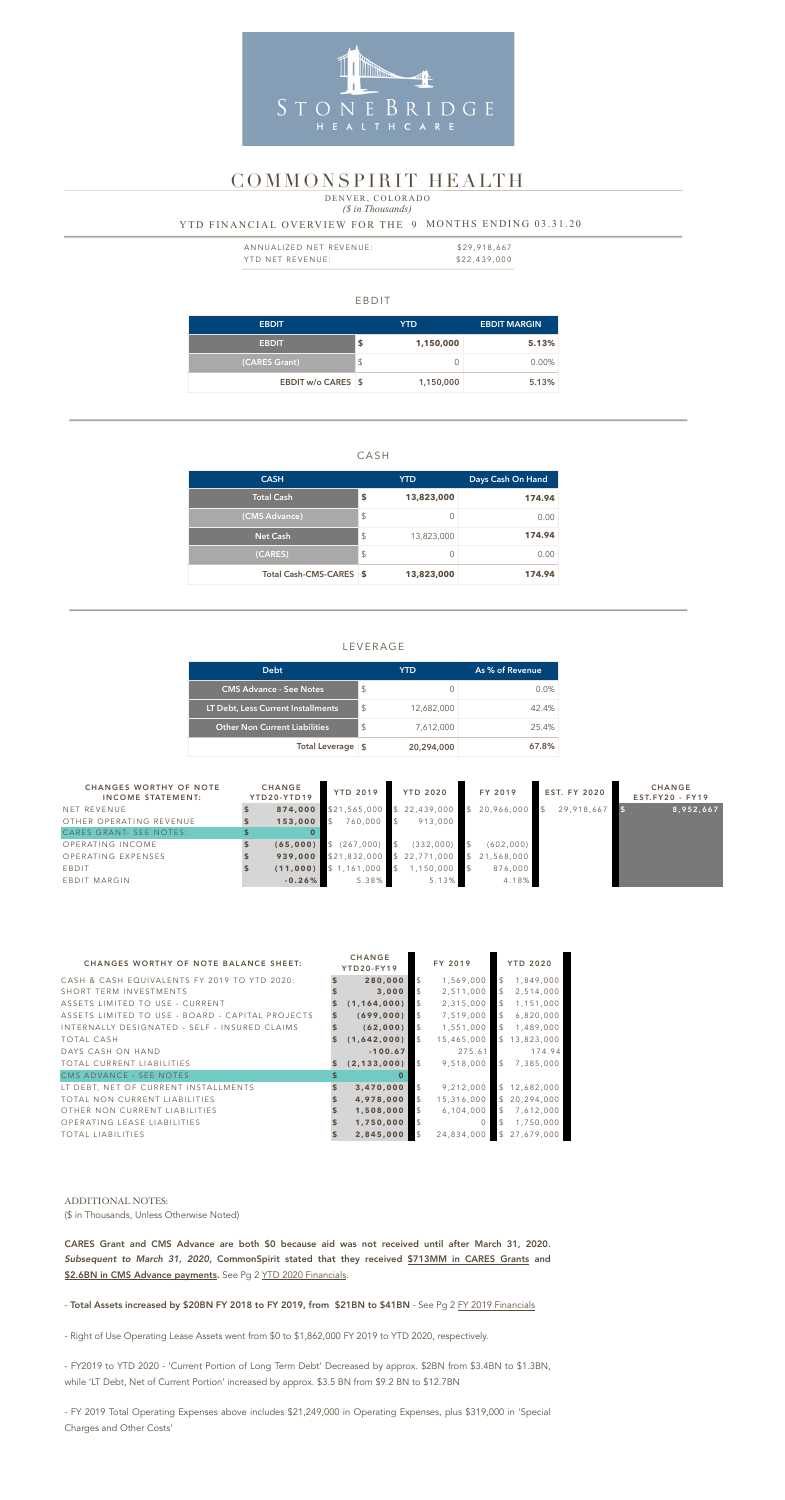STONEBRIDGE HEALTHCARE

# COMMONSPIRIT HEALTH

DENVER, COLORADO

*($ in Thousands)*

YTD FINANCIAL OVERVIEW FOR THE 9 MONTHS ENDING 03.31.20

| | |
|---|---|
| ANNUALIZED NET REVENUE: | $29,918,667 |
| YTD NET REVENUE: | $22,439,000 |

## EBDIT

| EBDIT | YTD | EBDIT MARGIN |
|---|---|---|
| EBDIT | $ 1,150,000 | 5.13% |
| (CARES Grant) | $ 0 | 0.00% |
| EBDIT w/o CARES | $ 1,150,000 | 5.13% |

## CASH

| CASH | YTD | Days Cash On Hand |
|---|---|---|
| Total Cash | $ 13,823,000 | 174.94 |
| (CMS Advance) | $ 0 | 0.00 |
| Net Cash | $ 13,823,000 | 174.94 |
| (CARES) | $ 0 | 0.00 |
| Total Cash-CMS-CARES | $ 13,823,000 | 174.94 |

## LEVERAGE

| Debt | YTD | As % of Revenue |
|---|---|---|
| CMS Advance - See Notes | $ 0 | 0.0% |
| LT Debt, Less Current Installments | $ 12,682,000 | 42.4% |
| Other Non Current Liabilities | $ 7,612,000 | 25.4% |
| Total Leverage | $ 20,294,000 | 67.8% |

| CHANGES WORTHY OF NOTE INCOME STATEMENT: | CHANGE YTD20-YTD19 | YTD 2019 | YTD 2020 | FY 2019 | EST. FY 2020 | CHANGE EST.FY20 - FY19 |
|---|---|---|---|---|---|---|
| NET REVENUE | $ 874,000 | $21,565,000 | $ 22,439,000 | $ 20,966,000 | $ 29,918,667 | $ 8,952,667 |
| OTHER OPERATING REVENUE | $ 153,000 | $ 760,000 | $ 913,000 | | | |
| CARES GRANT- SEE NOTES: | $ 0 | | | | | |
| OPERATING INCOME | $ (65,000) | $ (267,000) | $ (332,000) | $ (602,000) | | |
| OPERATING EXPENSES | $ 939,000 | $21,832,000 | $ 22,771,000 | $ 21,568,000 | | |
| EBDIT | $ (11,000) | $ 1,161,000 | $ 1,150,000 | $ 876,000 | | |
| EBDIT MARGIN | -0.26% | 5.38% | 5.13% | 4.18% | | |

| CHANGES WORTHY OF NOTE BALANCE SHEET: | CHANGE YTD20-FY19 | FY 2019 | YTD 2020 |
|---|---|---|---|
| CASH & CASH EQUIVALENTS FY 2019 TO YTD 2020: | $ 280,000 | $ 1,569,000 | $ 1,849,000 |
| SHORT TERM INVESTMENTS | $ 3,000 | $ 2,511,000 | $ 2,514,000 |
| ASSETS LIMITED TO USE - CURRENT | $ (1,164,000) | $ 2,315,000 | $ 1,151,000 |
| ASSETS LIMITED TO USE - BOARD - CAPITAL PROJECTS | $ (699,000) | $ 7,519,000 | $ 6,820,000 |
| INTERNALLY DESIGNATED - SELF - INSURED CLAIMS | $ (62,000) | $ 1,551,000 | $ 1,489,000 |
| TOTAL CASH | $ (1,642,000) | $ 15,465,000 | $ 13,823,000 |
| DAYS CASH ON HAND | -100.67 | 275.61 | 174.94 |
| TOTAL CURRENT LIABILITIES | $ (2,133,000) | $ 9,518,000 | $ 7,385,000 |
| CMS ADVANCE - SEE NOTES | $ 0 | | |
| LT DEBT, NET OF CURRENT INSTALLMENTS | $ 3,470,000 | $ 9,212,000 | $ 12,682,000 |
| TOTAL NON CURRENT LIABILITIES | $ 4,978,000 | $ 15,316,000 | $ 20,294,000 |
| OTHER NON CURRENT LIABILITIES | $ 1,508,000 | $ 6,104,000 | $ 7,612,000 |
| OPERATING LEASE LIABILITIES | $ 1,750,000 | $ 0 | $ 1,750,000 |
| TOTAL LIABILITIES | $ 2,845,000 | $ 24,834,000 | $ 27,679,000 |

ADDITIONAL NOTES:

($ in Thousands, Unless Otherwise Noted)

**CARES Grant and CMS Advance are both $0 because aid was not received until after March 31, 2020. *Subsequent to March 31, 2020*, CommonSpirit stated that they received $713MM in CARES Grants and $2.6BN in CMS Advance payments.** See Pg 2 YTD 2020 Financials.

- **Total Assets increased by $20BN FY 2018 to FY 2019, from $21BN to $41BN** - See Pg 2 FY 2019 Financials

- Right of Use Operating Lease Assets went from $0 to $1,862,000 FY 2019 to YTD 2020, respectively.

- FY2019 to YTD 2020 - 'Current Portion of Long Term Debt' Decreased by approx. $2BN from $3.4BN to $1.3BN, while 'LT Debt, Net of Current Portion' increased by approx. $3.5 BN from $9.2 BN to $12.7BN

- FY 2019 Total Operating Expenses above includes $21,249,000 in Operating Expenses, plus $319,000 in 'Special Charges and Other Costs'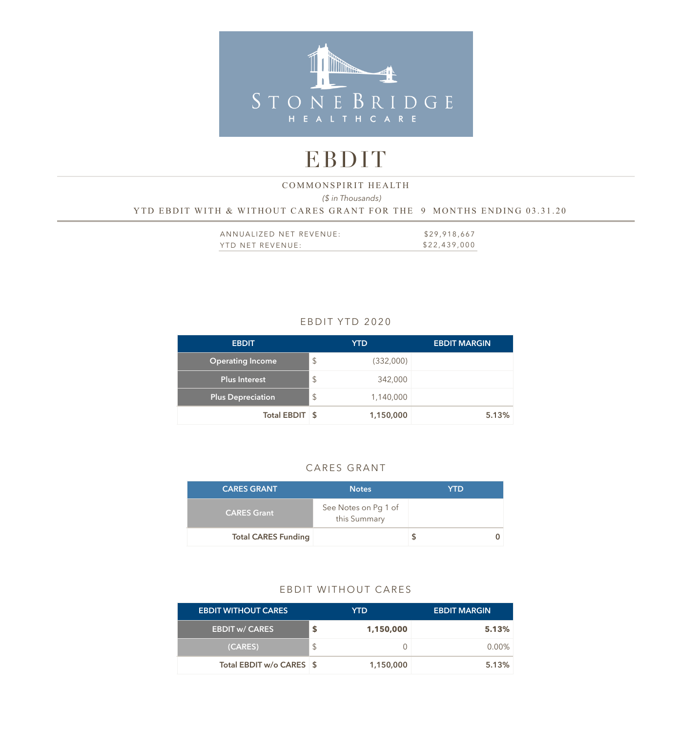STONEBRIDGE HEALTHCARE

# EBDIT

COMMONSPIRIT HEALTH

*($ in Thousands)*

YTD EBDIT WITH & WITHOUT CARES GRANT FOR THE 9 MONTHS ENDING 03.31.20

| | |
|---|---|
| ANNUALIZED NET REVENUE: | $29,918,667 |
| YTD NET REVENUE: | $22,439,000 |

## EBDIT YTD 2020

| EBDIT | | YTD | EBDIT MARGIN |
|---|---|---|---|
| Operating Income | $ | (332,000) | |
| Plus Interest | $ | 342,000 | |
| Plus Depreciation | $ | 1,140,000 | |
| **Total EBDIT** | **$** | **1,150,000** | **5.13%** |

## CARES GRANT

| CARES GRANT | Notes | | YTD |
|---|---|---|---|
| CARES Grant | See Notes on Pg 1 of this Summary | | |
| **Total CARES Funding** | | **$** | **0** |

## EBDIT WITHOUT CARES

| EBDIT WITHOUT CARES | | YTD | EBDIT MARGIN |
|---|---|---|---|
| **EBDIT w/ CARES** | **$** | **1,150,000** | **5.13%** |
| (CARES) | $ | 0 | 0.00% |
| **Total EBDIT w/o CARES** | **$** | **1,150,000** | **5.13%** |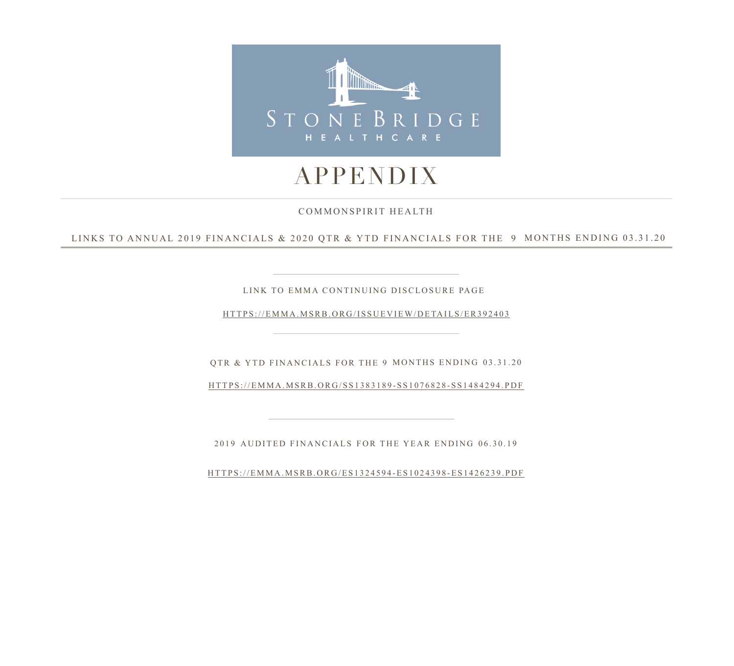STONE BRIDGE

HEALTHCARE

# APPENDIX

COMMONSPIRIT HEALTH

LINKS TO ANNUAL 2019 FINANCIALS & 2020 QTR & YTD FINANCIALS FOR THE 9 MONTHS ENDING 03.31.20

---

LINK TO EMMA CONTINUING DISCLOSURE PAGE

HTTPS://EMMA.MSRB.ORG/ISSUEVIEW/DETAILS/ER392403

---

QTR & YTD FINANCIALS FOR THE 9 MONTHS ENDING 03.31.20

HTTPS://EMMA.MSRB.ORG/SS1383189-SS1076828-SS1484294.PDF

---

2019 AUDITED FINANCIALS FOR THE YEAR ENDING 06.30.19

HTTPS://EMMA.MSRB.ORG/ES1324594-ES1024398-ES1426239.PDF